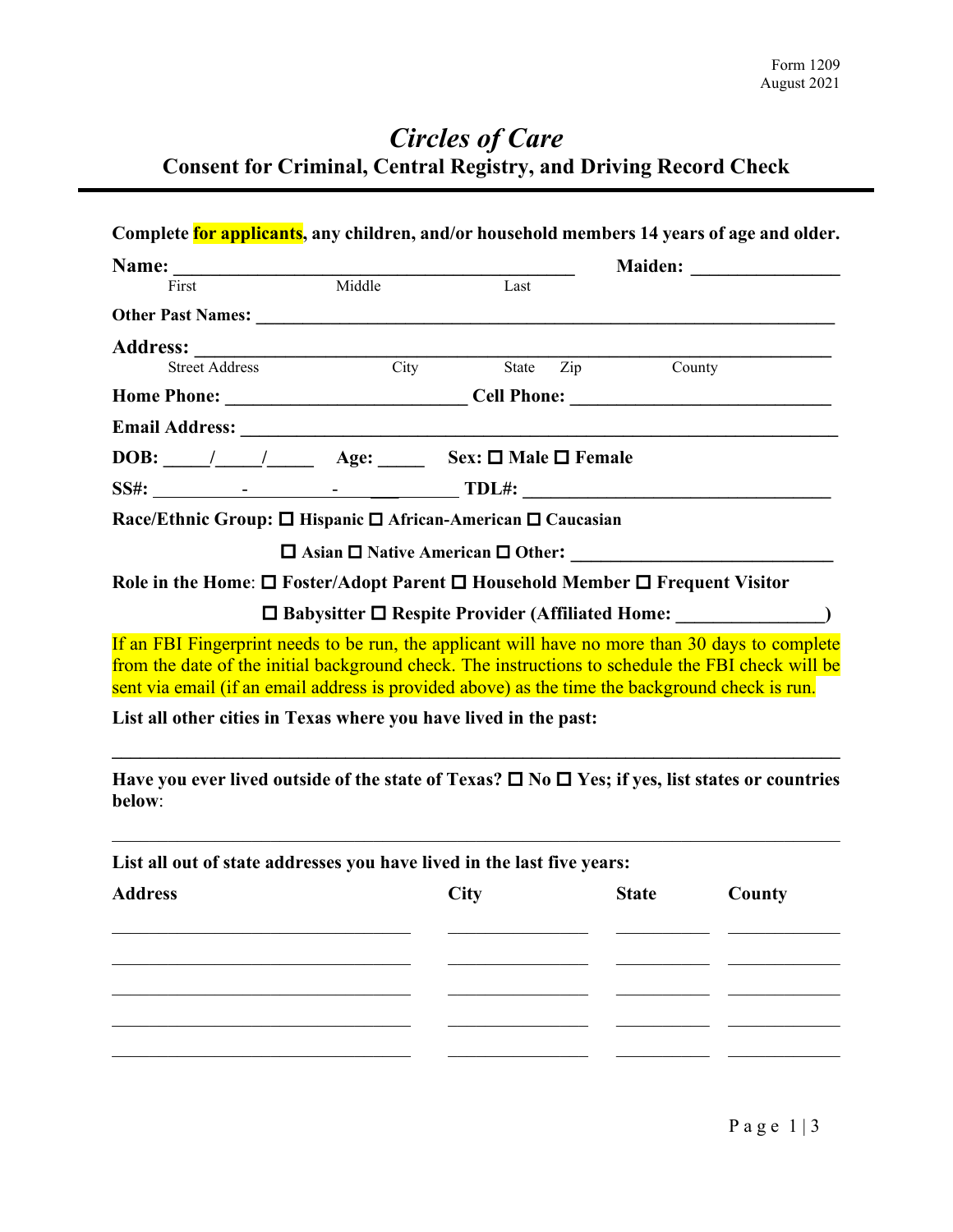Form 1209
August 2021

# *Circles of Care*

## Consent for Criminal, Central Registry, and Driving Record Check

**Complete for applicants, any children, and/or household members 14 years of age and older.**

**Name:** ____________________________________________ **Maiden:** ________________
First Middle Last

**Other Past Names:** ________________________________________________________________

**Address:** ________________________________________________________________________
Street Address City State Zip County

**Home Phone:** __________________________ **Cell Phone:** ____________________________

**Email Address:** ____________________________________________________________________

**DOB:** _____/_____/_____ **Age:** _____ **Sex:** ☐ **Male** ☐ **Female**

**SS#:** __________-__________-__________ **TDL#:** _________________________________

**Race/Ethnic Group:** ☐ **Hispanic** ☐ **African-American** ☐ **Caucasian**

☐ **Asian** ☐ **Native American** ☐ **Other:** ____________________________

**Role in the Home**: ☐ **Foster/Adopt Parent** ☐ **Household Member** ☐ **Frequent Visitor**

☐ **Babysitter** ☐ **Respite Provider (Affiliated Home:** ________________**)**

If an FBI Fingerprint needs to be run, the applicant will have no more than 30 days to complete from the date of the initial background check. The instructions to schedule the FBI check will be sent via email (if an email address is provided above) as the time the background check is run.

**List all other cities in Texas where you have lived in the past:**

________________________________________________________________________________

**Have you ever lived outside of the state of Texas?** ☐ **No** ☐ **Yes; if yes, list states or countries below**:

________________________________________________________________________________

**List all out of state addresses you have lived in the last five years:**

| **Address** | **City** | **State** | **County** |
|---|---|---|---|
| | | | |
| | | | |
| | | | |
| | | | |
| | | | |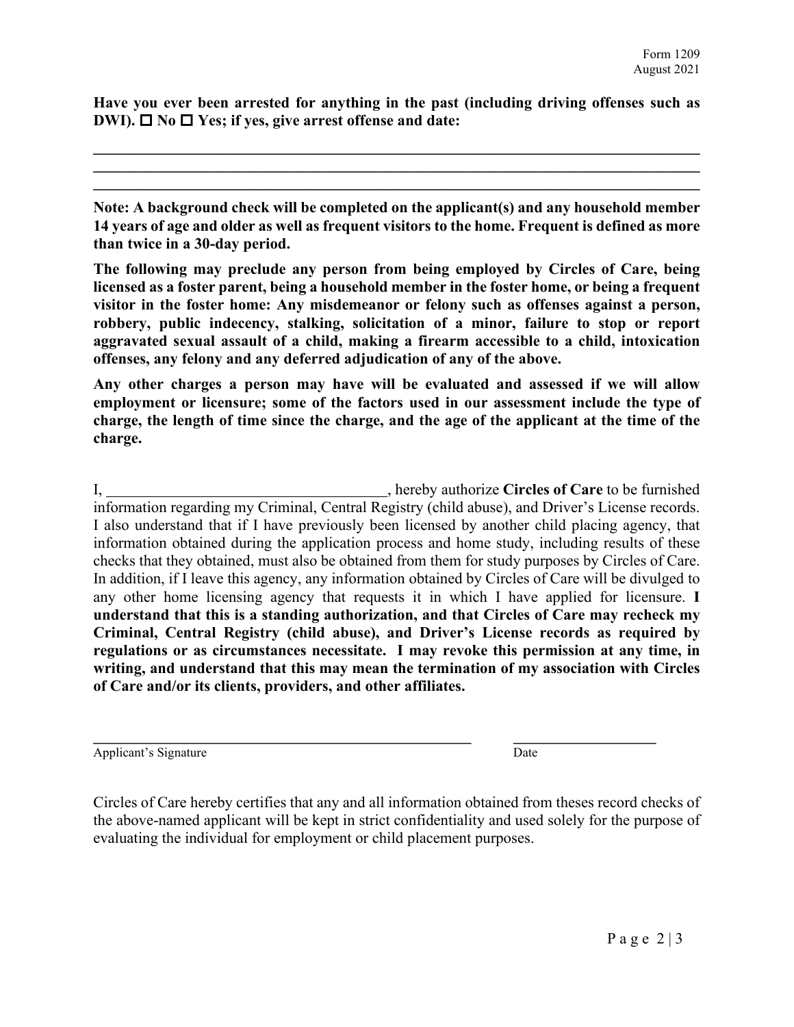**Have you ever been arrested for anything in the past (including driving offenses such as DWI). ☐ No ☐ Yes; if yes, give arrest offense and date:**

\_\_\_\_\_\_\_\_\_\_\_\_\_\_\_\_\_\_\_\_\_\_\_\_\_\_\_\_\_\_\_\_\_\_\_\_\_\_\_\_\_\_\_\_\_\_\_\_\_\_\_\_\_\_\_\_\_\_\_\_\_\_\_\_\_\_\_\_\_\_\_\_\_\_\_\_\_\_
\_\_\_\_\_\_\_\_\_\_\_\_\_\_\_\_\_\_\_\_\_\_\_\_\_\_\_\_\_\_\_\_\_\_\_\_\_\_\_\_\_\_\_\_\_\_\_\_\_\_\_\_\_\_\_\_\_\_\_\_\_\_\_\_\_\_\_\_\_\_\_\_\_\_\_\_\_\_
\_\_\_\_\_\_\_\_\_\_\_\_\_\_\_\_\_\_\_\_\_\_\_\_\_\_\_\_\_\_\_\_\_\_\_\_\_\_\_\_\_\_\_\_\_\_\_\_\_\_\_\_\_\_\_\_\_\_\_\_\_\_\_\_\_\_\_\_\_\_\_\_\_\_\_\_\_\_

**Note: A background check will be completed on the applicant(s) and any household member 14 years of age and older as well as frequent visitors to the home. Frequent is defined as more than twice in a 30-day period.**

**The following may preclude any person from being employed by Circles of Care, being licensed as a foster parent, being a household member in the foster home, or being a frequent visitor in the foster home: Any misdemeanor or felony such as offenses against a person, robbery, public indecency, stalking, solicitation of a minor, failure to stop or report aggravated sexual assault of a child, making a firearm accessible to a child, intoxication offenses, any felony and any deferred adjudication of any of the above.**

**Any other charges a person may have will be evaluated and assessed if we will allow employment or licensure; some of the factors used in our assessment include the type of charge, the length of time since the charge, and the age of the applicant at the time of the charge.**

I, \_\_\_\_\_\_\_\_\_\_\_\_\_\_\_\_\_\_\_\_\_\_\_\_\_\_\_\_\_\_\_\_\_\_\_\_, hereby authorize **Circles of Care** to be furnished information regarding my Criminal, Central Registry (child abuse), and Driver's License records. I also understand that if I have previously been licensed by another child placing agency, that information obtained during the application process and home study, including results of these checks that they obtained, must also be obtained from them for study purposes by Circles of Care. In addition, if I leave this agency, any information obtained by Circles of Care will be divulged to any other home licensing agency that requests it in which I have applied for licensure. **I understand that this is a standing authorization, and that Circles of Care may recheck my Criminal, Central Registry (child abuse), and Driver's License records as required by regulations or as circumstances necessitate. I may revoke this permission at any time, in writing, and understand that this may mean the termination of my association with Circles of Care and/or its clients, providers, and other affiliates.**

\_\_\_\_\_\_\_\_\_\_\_\_\_\_\_\_\_\_\_\_\_\_\_\_\_\_\_\_\_\_\_\_\_\_\_\_\_\_\_\_\_\_\_\_\_\_\_\_\_\_\_\_ \_\_\_\_\_\_\_\_\_\_\_\_\_\_\_\_\_\_\_\_
Applicant's Signature Date

Circles of Care hereby certifies that any and all information obtained from theses record checks of the above-named applicant will be kept in strict confidentiality and used solely for the purpose of evaluating the individual for employment or child placement purposes.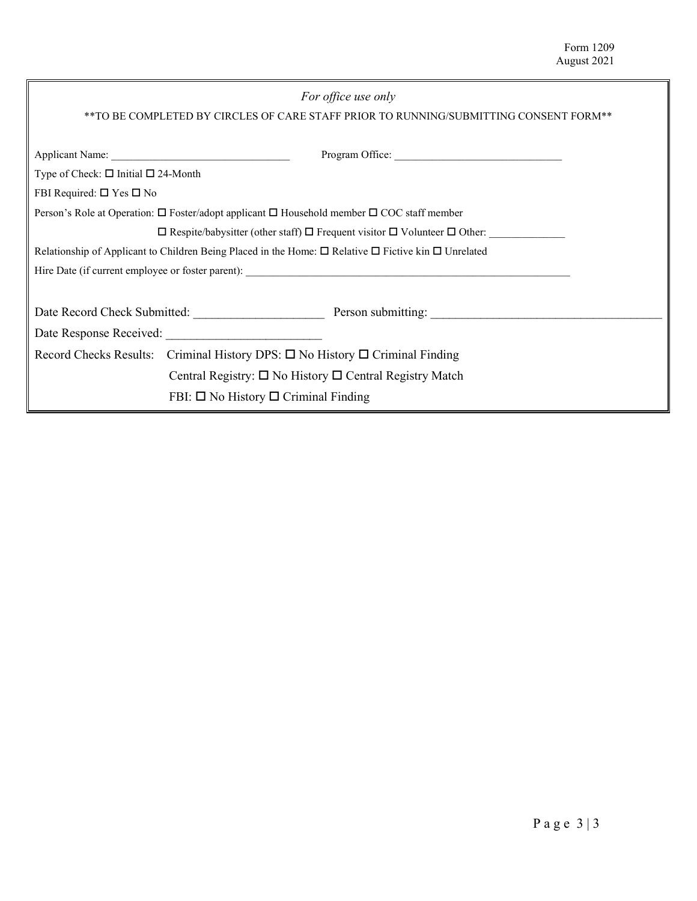Form 1209
August 2021

*For office use only*

**TO BE COMPLETED BY CIRCLES OF CARE STAFF PRIOR TO RUNNING/SUBMITTING CONSENT FORM**

Applicant Name: ______________________________ Program Office: ______________________________

Type of Check: ☐ Initial ☐ 24-Month

FBI Required: ☐ Yes ☐ No

Person's Role at Operation: ☐ Foster/adopt applicant ☐ Household member ☐ COC staff member

☐ Respite/babysitter (other staff) ☐ Frequent visitor ☐ Volunteer ☐ Other: ______________

Relationship of Applicant to Children Being Placed in the Home: ☐ Relative ☐ Fictive kin ☐ Unrelated

Hire Date (if current employee or foster parent): ______________________________

Date Record Check Submitted: ____________________ Person submitting: ______________________________

Date Response Received: ________________________

Record Checks Results: Criminal History DPS: ☐ No History ☐ Criminal Finding

Central Registry: ☐ No History ☐ Central Registry Match

FBI: ☐ No History ☐ Criminal Finding